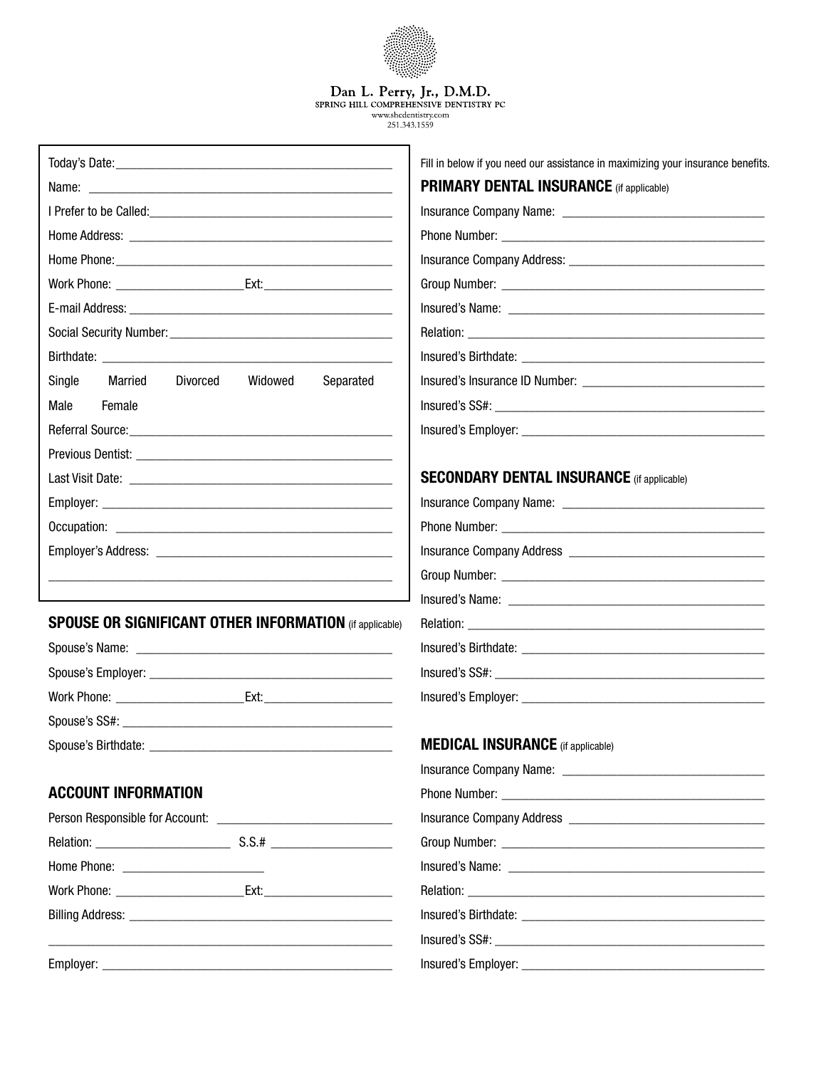Dan L. Perry, Jr., D.M.D.
SPRING HILL COMPREHENSIVE DENTISTRY PC
www.shcdentistry.com
251.343.1559

Today's Date: ____________________________________________

Name: ____________________________________________

I Prefer to be Called: ____________________________________________

Home Address: ____________________________________________

Home Phone: ____________________________________________

Work Phone: ____________________ Ext: ____________________

E-mail Address: ____________________________________________

Social Security Number: ____________________________________________

Birthdate: ____________________________________________

Single    Married    Divorced    Widowed    Separated

Male    Female

Referral Source: ____________________________________________

Previous Dentist: ____________________________________________

Last Visit Date: ____________________________________________

Employer: ____________________________________________

Occupation: ____________________________________________

Employer's Address: ____________________________________________

____________________________________________

## SPOUSE OR SIGNIFICANT OTHER INFORMATION (if applicable)

Spouse's Name: ____________________________________________

Spouse's Employer: ____________________________________________

Work Phone: ____________________ Ext: ____________________

Spouse's SS#: ____________________________________________

Spouse's Birthdate: ____________________________________________

## ACCOUNT INFORMATION

Person Responsible for Account: ____________________________

Relation: ______________________ S.S.# ____________________

Home Phone: ______________________

Work Phone: ____________________ Ext: ____________________

Billing Address: ____________________________________________

____________________________________________

Employer: ____________________________________________

Fill in below if you need our assistance in maximizing your insurance benefits.

## PRIMARY DENTAL INSURANCE (if applicable)

Insurance Company Name: ________________________________

Phone Number: ____________________________________________

Insurance Company Address: ________________________________

Group Number: ____________________________________________

Insured's Name: ____________________________________________

Relation: ____________________________________________

Insured's Birthdate: ____________________________________________

Insured's Insurance ID Number: ____________________________

Insured's SS#: ____________________________________________

Insured's Employer: ____________________________________________

## SECONDARY DENTAL INSURANCE (if applicable)

Insurance Company Name: ________________________________

Phone Number: ____________________________________________

Insurance Company Address ________________________________

Group Number: ____________________________________________

Insured's Name: ____________________________________________

Relation: ____________________________________________

Insured's Birthdate: ____________________________________________

Insured's SS#: ____________________________________________

Insured's Employer: ____________________________________________

## MEDICAL INSURANCE (if applicable)

Insurance Company Name: ________________________________

Phone Number: ____________________________________________

Insurance Company Address ________________________________

Group Number: ____________________________________________

Insured's Name: ____________________________________________

Relation: ____________________________________________

Insured's Birthdate: ____________________________________________

Insured's SS#: ____________________________________________

Insured's Employer: ____________________________________________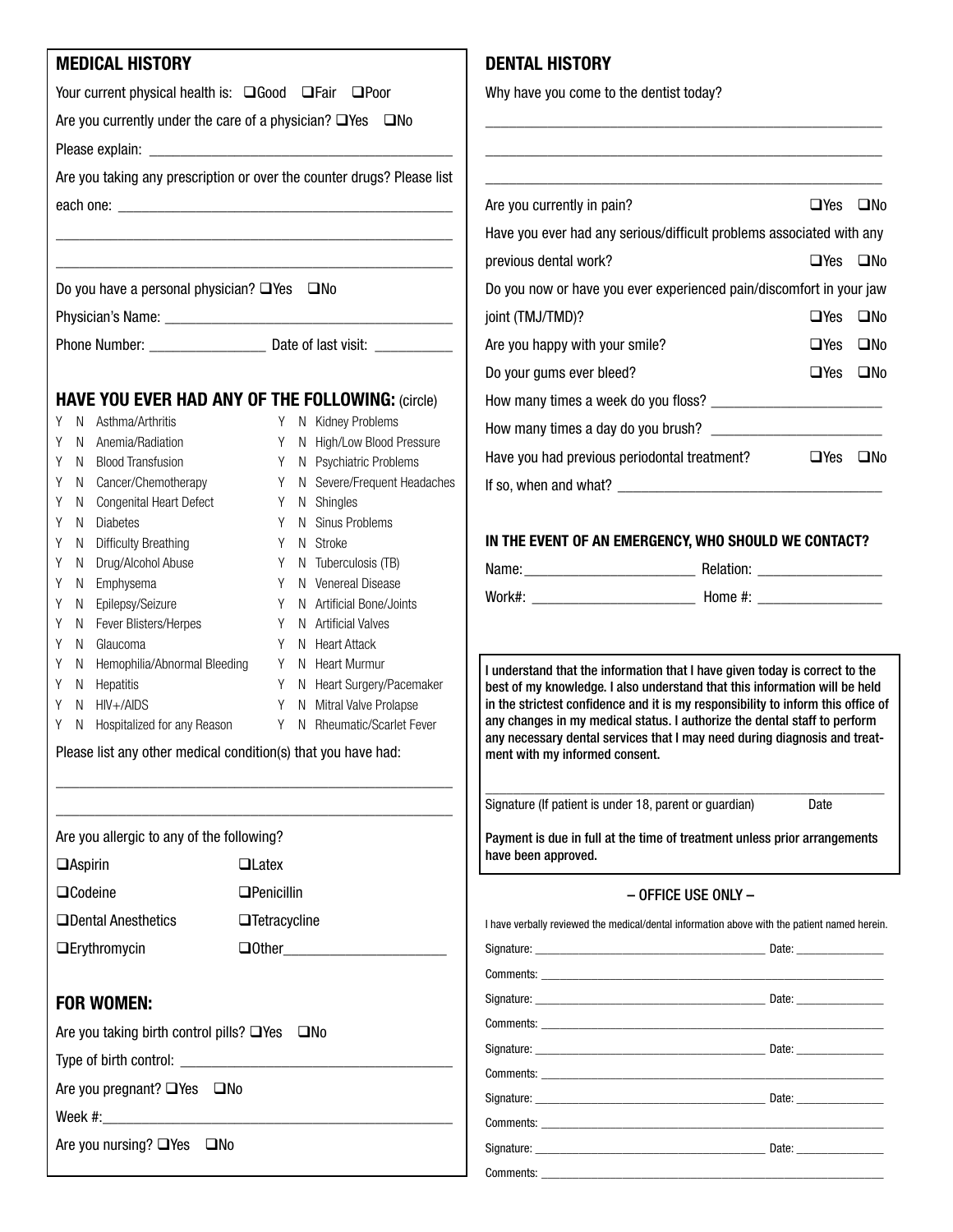## MEDICAL HISTORY

Your current physical health is: ❑Good ❑Fair ❑Poor

Are you currently under the care of a physician? ❑Yes ❑No

Please explain: ______________________________________

Are you taking any prescription or over the counter drugs? Please list each one: ______________________________________

______________________________________

______________________________________

Do you have a personal physician? ❑Yes ❑No

Physician's Name: ______________________________________

Phone Number: _______________ Date of last visit: __________

### HAVE YOU EVER HAD ANY OF THE FOLLOWING: (circle)

| | | | | | |
|---|---|---|---|---|---|
| Y | N | Asthma/Arthritis | Y | N | Kidney Problems |
| Y | N | Anemia/Radiation | Y | N | High/Low Blood Pressure |
| Y | N | Blood Transfusion | Y | N | Psychiatric Problems |
| Y | N | Cancer/Chemotherapy | Y | N | Severe/Frequent Headaches |
| Y | N | Congenital Heart Defect | Y | N | Shingles |
| Y | N | Diabetes | Y | N | Sinus Problems |
| Y | N | Difficulty Breathing | Y | N | Stroke |
| Y | N | Drug/Alcohol Abuse | Y | N | Tuberculosis (TB) |
| Y | N | Emphysema | Y | N | Venereal Disease |
| Y | N | Epilepsy/Seizure | Y | N | Artificial Bone/Joints |
| Y | N | Fever Blisters/Herpes | Y | N | Artificial Valves |
| Y | N | Glaucoma | Y | N | Heart Attack |
| Y | N | Hemophilia/Abnormal Bleeding | Y | N | Heart Murmur |
| Y | N | Hepatitis | Y | N | Heart Surgery/Pacemaker |
| Y | N | HIV+/AIDS | Y | N | Mitral Valve Prolapse |
| Y | N | Hospitalized for any Reason | Y | N | Rheumatic/Scarlet Fever |

Please list any other medical condition(s) that you have had:

______________________________________

______________________________________

Are you allergic to any of the following?

❑Aspirin ❑Latex

❑Codeine ❑Penicillin

❑Dental Anesthetics ❑Tetracycline

❑Erythromycin ❑Other____________________

## FOR WOMEN:

Are you taking birth control pills? ❑Yes ❑No

Type of birth control: ______________________________________

Are you pregnant? ❑Yes ❑No

Week #:______________________________________

Are you nursing? ❑Yes ❑No

## DENTAL HISTORY

Why have you come to the dentist today?

______________________________________

______________________________________

______________________________________

Are you currently in pain? ❑Yes ❑No

Have you ever had any serious/difficult problems associated with any previous dental work? ❑Yes ❑No

Do you now or have you ever experienced pain/discomfort in your jaw joint (TMJ/TMD)? ❑Yes ❑No

Are you happy with your smile? ❑Yes ❑No

Do your gums ever bleed? ❑Yes ❑No

How many times a week do you floss? ____________________

How many times a day do you brush? ____________________

Have you had previous periodontal treatment? ❑Yes ❑No

If so, when and what? ______________________________

### IN THE EVENT OF AN EMERGENCY, WHO SHOULD WE CONTACT?

Name:____________________ Relation: ________________

Work#: ____________________ Home #: ________________

**I understand that the information that I have given today is correct to the best of my knowledge. I also understand that this information will be held in the strictest confidence and it is my responsibility to inform this office of any changes in my medical status. I authorize the dental staff to perform any necessary dental services that I may need during diagnosis and treatment with my informed consent.**

______________________________________

Signature (If patient is under 18, parent or guardian) Date

**Payment is due in full at the time of treatment unless prior arrangements have been approved.**

– OFFICE USE ONLY –

I have verbally reviewed the medical/dental information above with the patient named herein.

Signature: ______________________________ Date: ______________

Comments: ______________________________________

Signature: ______________________________ Date: ______________

Comments: ______________________________________

Signature: ______________________________ Date: ______________

Comments: ______________________________________

Signature: ______________________________ Date: ______________

Comments: ______________________________________

Signature: ______________________________ Date: ______________

Comments: ______________________________________